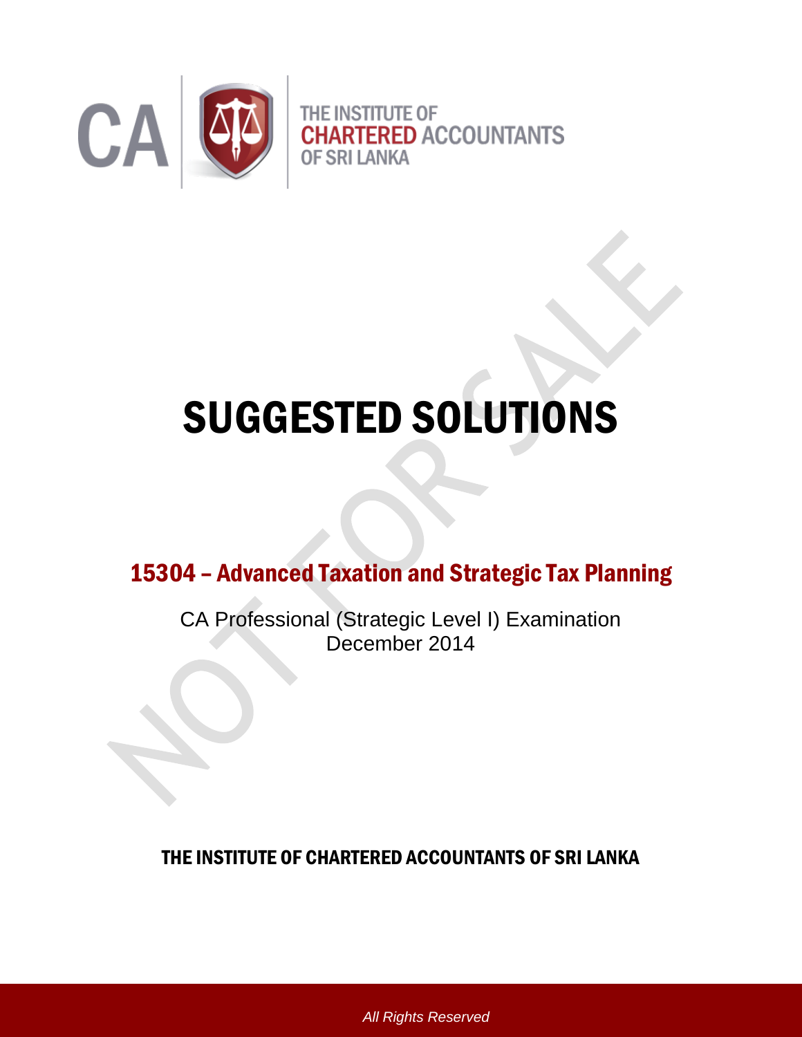THE INSTITUTE OF
CHARTERED ACCOUNTANTS
OF SRI LANKA

# SUGGESTED SOLUTIONS

## 15304 – Advanced Taxation and Strategic Tax Planning

CA Professional (Strategic Level I) Examination
December 2014

THE INSTITUTE OF CHARTERED ACCOUNTANTS OF SRI LANKA

*All Rights Reserved*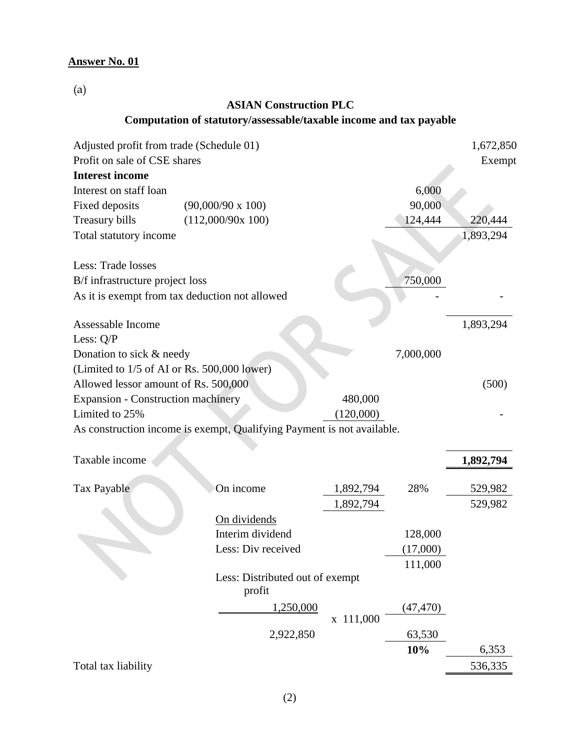**Answer No. 01**

(a)

**ASIAN Construction PLC**
**Computation of statutory/assessable/taxable income and tax payable**

| | | | | |
|---|---|---|---|---|
| Adjusted profit from trade (Schedule 01) | | | | 1,672,850 |
| Profit on sale of CSE shares | | | | Exempt |
| **Interest income** | | | | |
| Interest on staff loan | | | 6,000 | |
| Fixed deposits | (90,000/90 x 100) | | 90,000 | |
| Treasury bills | (112,000/90x 100) | | 124,444 | 220,444 |
| Total statutory income | | | | 1,893,294 |
| | | | | |
| Less: Trade losses | | | | |
| B/f infrastructure project loss | | | 750,000 | |
| As it is exempt from tax deduction not allowed | | | - | - |
| | | | | |
| Assessable Income | | | | 1,893,294 |
| Less: Q/P | | | | |
| Donation to sick & needy | | | 7,000,000 | |
| (Limited to 1/5 of AI or Rs. 500,000 lower) | | | | |
| Allowed lessor amount of Rs. 500,000 | | | | (500) |
| Expansion - Construction machinery | | 480,000 | | |
| Limited to 25% | | (120,000) | | - |
| As construction income is exempt, Qualifying Payment is not available. | | | | |
| | | | | |
| Taxable income | | | | **1,892,794** |
| | | | | |
| Tax Payable | On income | 1,892,794 | 28% | 529,982 |
| | | 1,892,794 | | 529,982 |
| | On dividends | | | |
| | Interim dividend | | 128,000 | |
| | Less: Div received | | (17,000) | |
| | | | 111,000 | |
| | Less: Distributed out of exempt profit | | | |
| | 1,250,000 / 2,922,850 | x 111,000 | (47,470) | |
| | | | 63,530 | |
| | | | **10%** | 6,353 |
| Total tax liability | | | | 536,335 |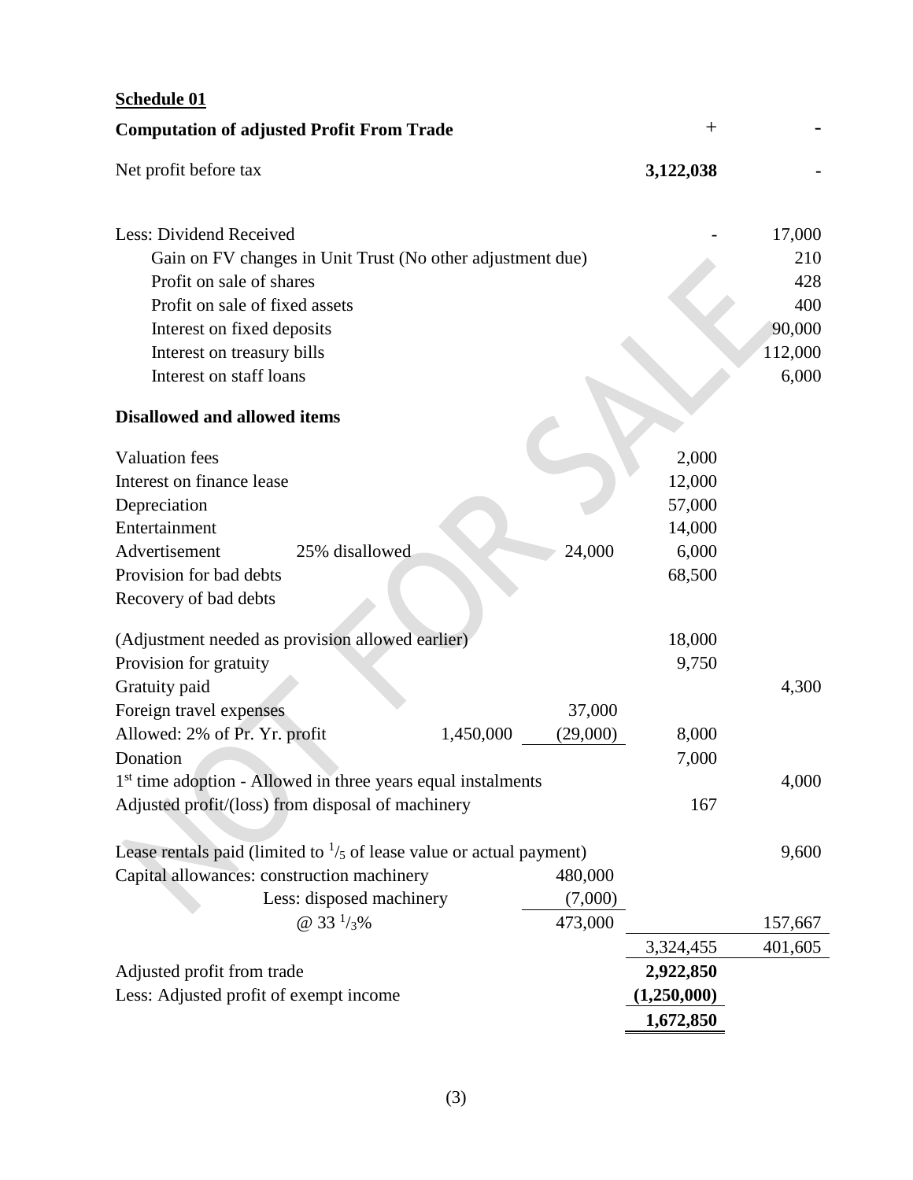**Schedule 01**

| **Computation of adjusted Profit From Trade** | | | + | - |
|---|---|---|---|---|
| Net profit before tax | | | **3,122,038** | - |
| | | | | |
| Less: Dividend Received | | | - | 17,000 |
| Gain on FV changes in Unit Trust (No other adjustment due) | | | | 210 |
| Profit on sale of shares | | | | 428 |
| Profit on sale of fixed assets | | | | 400 |
| Interest on fixed deposits | | | | 90,000 |
| Interest on treasury bills | | | | 112,000 |
| Interest on staff loans | | | | 6,000 |
| **Disallowed and allowed items** | | | | |
| Valuation fees | | | 2,000 | |
| Interest on finance lease | | | 12,000 | |
| Depreciation | | | 57,000 | |
| Entertainment | | | 14,000 | |
| Advertisement 25% disallowed | | 24,000 | 6,000 | |
| Provision for bad debts | | | 68,500 | |
| Recovery of bad debts | | | | |
| (Adjustment needed as provision allowed earlier) | | | 18,000 | |
| Provision for gratuity | | | 9,750 | |
| Gratuity paid | | | | 4,300 |
| Foreign travel expenses | | 37,000 | | |
| Allowed: 2% of Pr. Yr. profit | 1,450,000 | (29,000) | 8,000 | |
| Donation | | | 7,000 | |
| 1st time adoption - Allowed in three years equal instalments | | | | 4,000 |
| Adjusted profit/(loss) from disposal of machinery | | | 167 | |
| Lease rentals paid (limited to $^{1}/_{5}$ of lease value or actual payment) | | | | 9,600 |
| Capital allowances: construction machinery | | 480,000 | | |
| Less: disposed machinery | | (7,000) | | |
| @ 33 $^{1}/_{3}$% | | 473,000 | | 157,667 |
| | | | 3,324,455 | 401,605 |
| Adjusted profit from trade | | | **2,922,850** | |
| Less: Adjusted profit of exempt income | | | **(1,250,000)** | |
| | | | **1,672,850** | |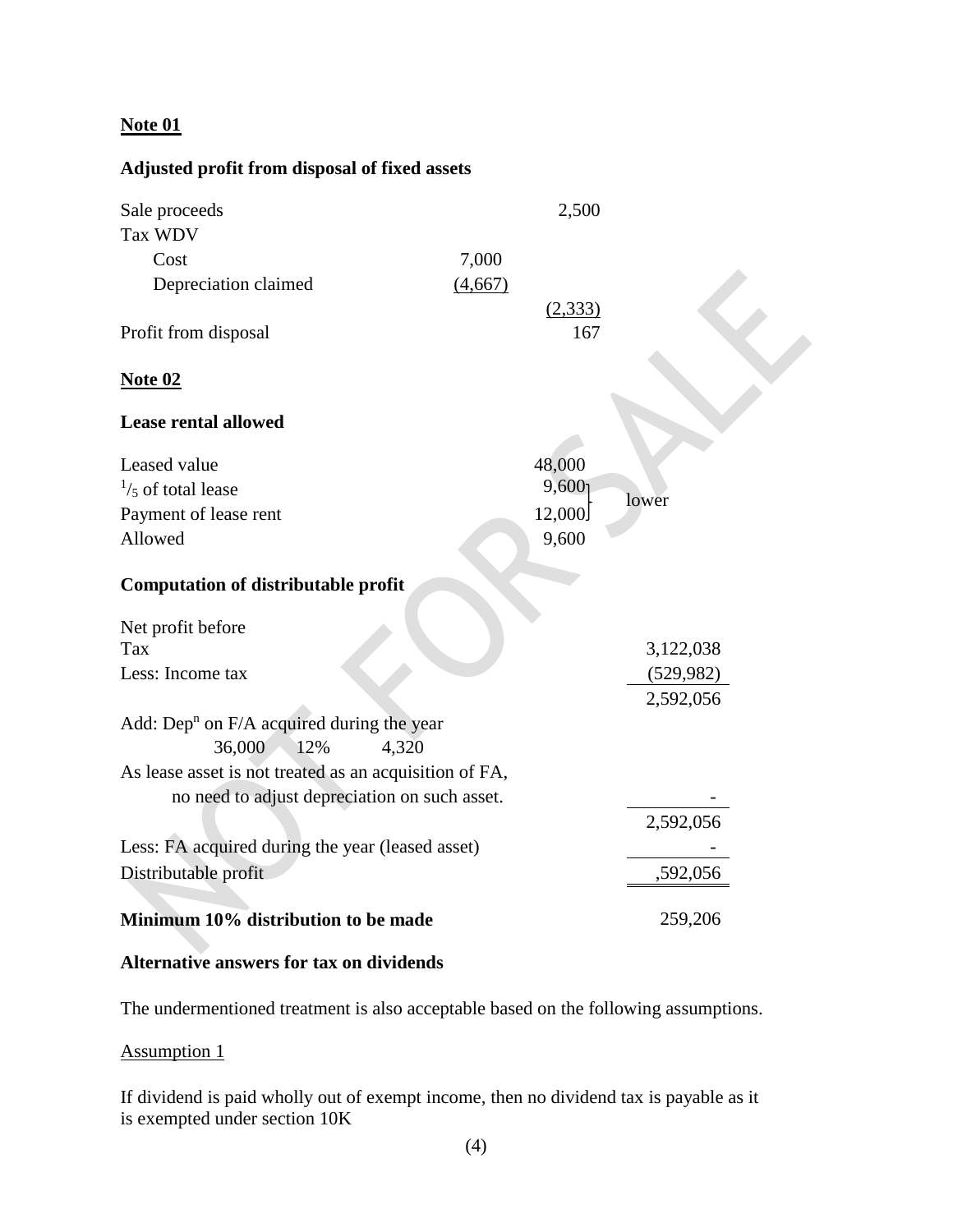**Note 01**

**Adjusted profit from disposal of fixed assets**

| | | |
|---|---|---|
| Sale proceeds | | 2,500 |
| Tax WDV | | |
| Cost | 7,000 | |
| Depreciation claimed | (4,667) | |
| | | (2,333) |
| Profit from disposal | | 167 |

**Note 02**

**Lease rental allowed**

| | | |
|---|---|---|
| Leased value | 48,000 | |
| $^{1}/_{5}$ of total lease | 9,600 | lower |
| Payment of lease rent | 12,000 | |
| Allowed | 9,600 | |

**Computation of distributable profit**

| | | |
|---|---|---|
| Net profit before Tax | | 3,122,038 |
| Less: Income tax | | (529,982) |
| | | 2,592,056 |
| Add: Dep$^n$ on F/A acquired during the year | | |
| 36,000 12% | 4,320 | |
| As lease asset is not treated as an acquisition of FA, no need to adjust depreciation on such asset. | | - |
| | | 2,592,056 |
| Less: FA acquired during the year (leased asset) | | - |
| Distributable profit | | ,592,056 |
| **Minimum 10% distribution to be made** | | 259,206 |

**Alternative answers for tax on dividends**

The undermentioned treatment is also acceptable based on the following assumptions.

Assumption 1

If dividend is paid wholly out of exempt income, then no dividend tax is payable as it is exempted under section 10K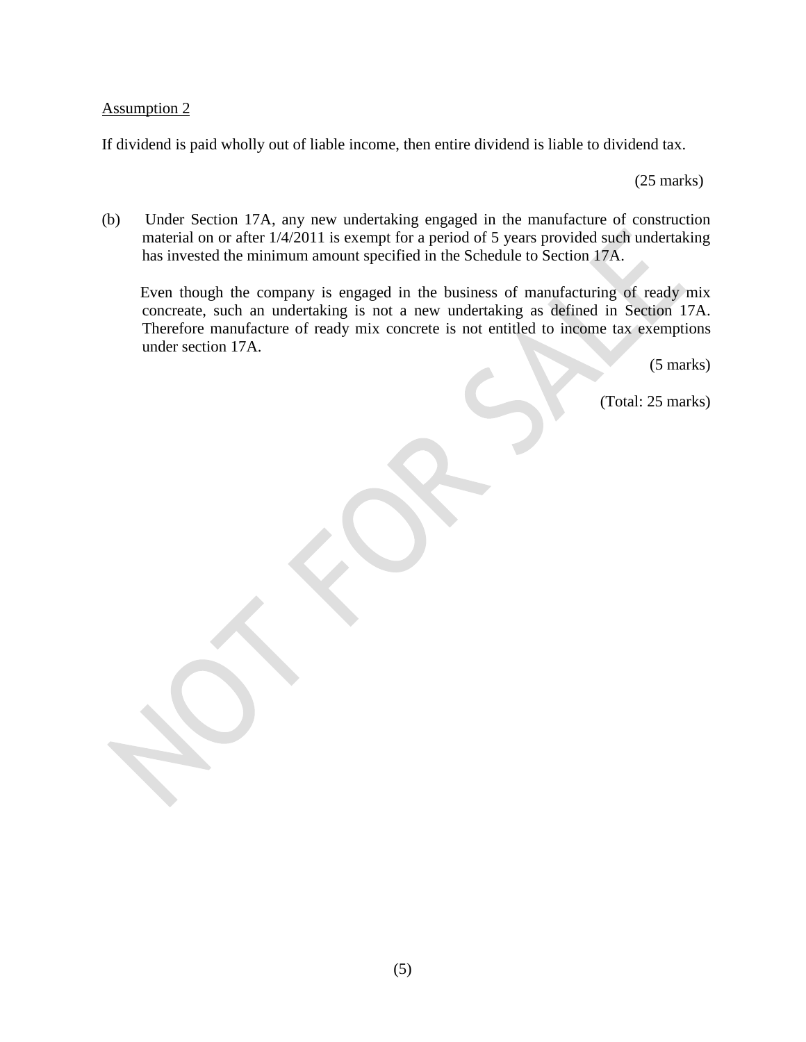Assumption 2

If dividend is paid wholly out of liable income, then entire dividend is liable to dividend tax.

(25 marks)

(b) Under Section 17A, any new undertaking engaged in the manufacture of construction material on or after 1/4/2011 is exempt for a period of 5 years provided such undertaking has invested the minimum amount specified in the Schedule to Section 17A.

Even though the company is engaged in the business of manufacturing of ready mix concreate, such an undertaking is not a new undertaking as defined in Section 17A. Therefore manufacture of ready mix concrete is not entitled to income tax exemptions under section 17A.

(5 marks)

(Total: 25 marks)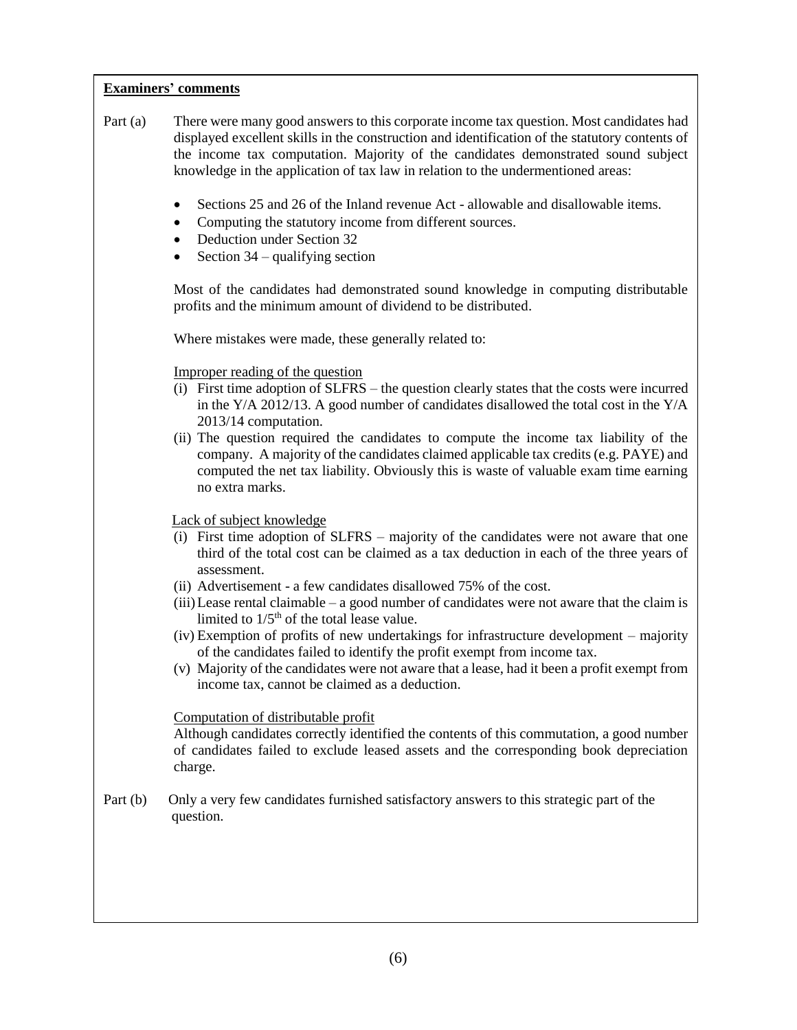**Examiners' comments**

Part (a) There were many good answers to this corporate income tax question. Most candidates had displayed excellent skills in the construction and identification of the statutory contents of the income tax computation. Majority of the candidates demonstrated sound subject knowledge in the application of tax law in relation to the undermentioned areas:

- Sections 25 and 26 of the Inland revenue Act - allowable and disallowable items.
- Computing the statutory income from different sources.
- Deduction under Section 32
- Section 34 – qualifying section

Most of the candidates had demonstrated sound knowledge in computing distributable profits and the minimum amount of dividend to be distributed.

Where mistakes were made, these generally related to:

Improper reading of the question

(i) First time adoption of SLFRS – the question clearly states that the costs were incurred in the Y/A 2012/13. A good number of candidates disallowed the total cost in the Y/A 2013/14 computation.

(ii) The question required the candidates to compute the income tax liability of the company. A majority of the candidates claimed applicable tax credits (e.g. PAYE) and computed the net tax liability. Obviously this is waste of valuable exam time earning no extra marks.

Lack of subject knowledge

(i) First time adoption of SLFRS – majority of the candidates were not aware that one third of the total cost can be claimed as a tax deduction in each of the three years of assessment.

(ii) Advertisement - a few candidates disallowed 75% of the cost.

(iii) Lease rental claimable – a good number of candidates were not aware that the claim is limited to $1/5^{th}$ of the total lease value.

(iv) Exemption of profits of new undertakings for infrastructure development – majority of the candidates failed to identify the profit exempt from income tax.

(v) Majority of the candidates were not aware that a lease, had it been a profit exempt from income tax, cannot be claimed as a deduction.

Computation of distributable profit

Although candidates correctly identified the contents of this commutation, a good number of candidates failed to exclude leased assets and the corresponding book depreciation charge.

Part (b) Only a very few candidates furnished satisfactory answers to this strategic part of the question.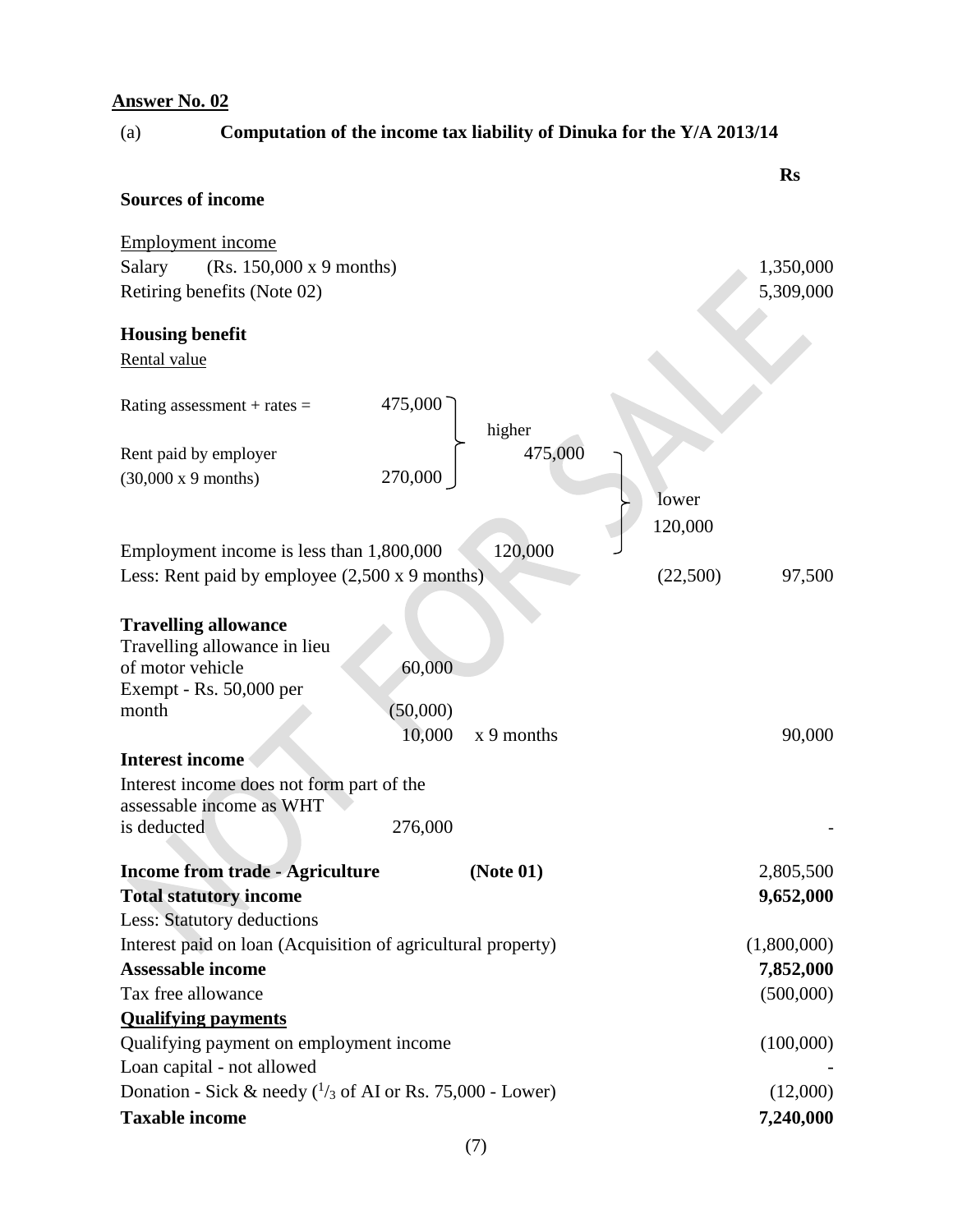**Answer No. 02**

(a) **Computation of the income tax liability of Dinuka for the Y/A 2013/14**

| | | | | Rs |
|---|---|---|---|---|
| **Sources of income** | | | | |
| Employment income | | | | |
| Salary (Rs. 150,000 x 9 months) | | | | 1,350,000 |
| Retiring benefits (Note 02) | | | | 5,309,000 |
| **Housing benefit** | | | | |
| Rental value | | | | |
| Rating assessment + rates = | 475,000 | higher | | |
| Rent paid by employer (30,000 x 9 months) | 270,000 | 475,000 | lower | |
| | | | 120,000 | |
| Employment income is less than 1,800,000 | | 120,000 | | |
| Less: Rent paid by employee (2,500 x 9 months) | | | (22,500) | 97,500 |
| **Travelling allowance** | | | | |
| Travelling allowance in lieu of motor vehicle | 60,000 | | | |
| Exempt - Rs. 50,000 per month | (50,000) | | | |
| | 10,000 | x 9 months | | 90,000 |
| **Interest income** | | | | |
| Interest income does not form part of the assessable income as WHT is deducted | 276,000 | | | - |
| **Income from trade - Agriculture** | | **(Note 01)** | | 2,805,500 |
| **Total statutory income** | | | | **9,652,000** |
| Less: Statutory deductions | | | | |
| Interest paid on loan (Acquisition of agricultural property) | | | | (1,800,000) |
| **Assessable income** | | | | **7,852,000** |
| Tax free allowance | | | | (500,000) |
| **Qualifying payments** | | | | |
| Qualifying payment on employment income | | | | (100,000) |
| Loan capital - not allowed | | | | - |
| Donation - Sick & needy ($^1/_3$ of AI or Rs. 75,000 - Lower) | | | | (12,000) |
| **Taxable income** | | | | **7,240,000** |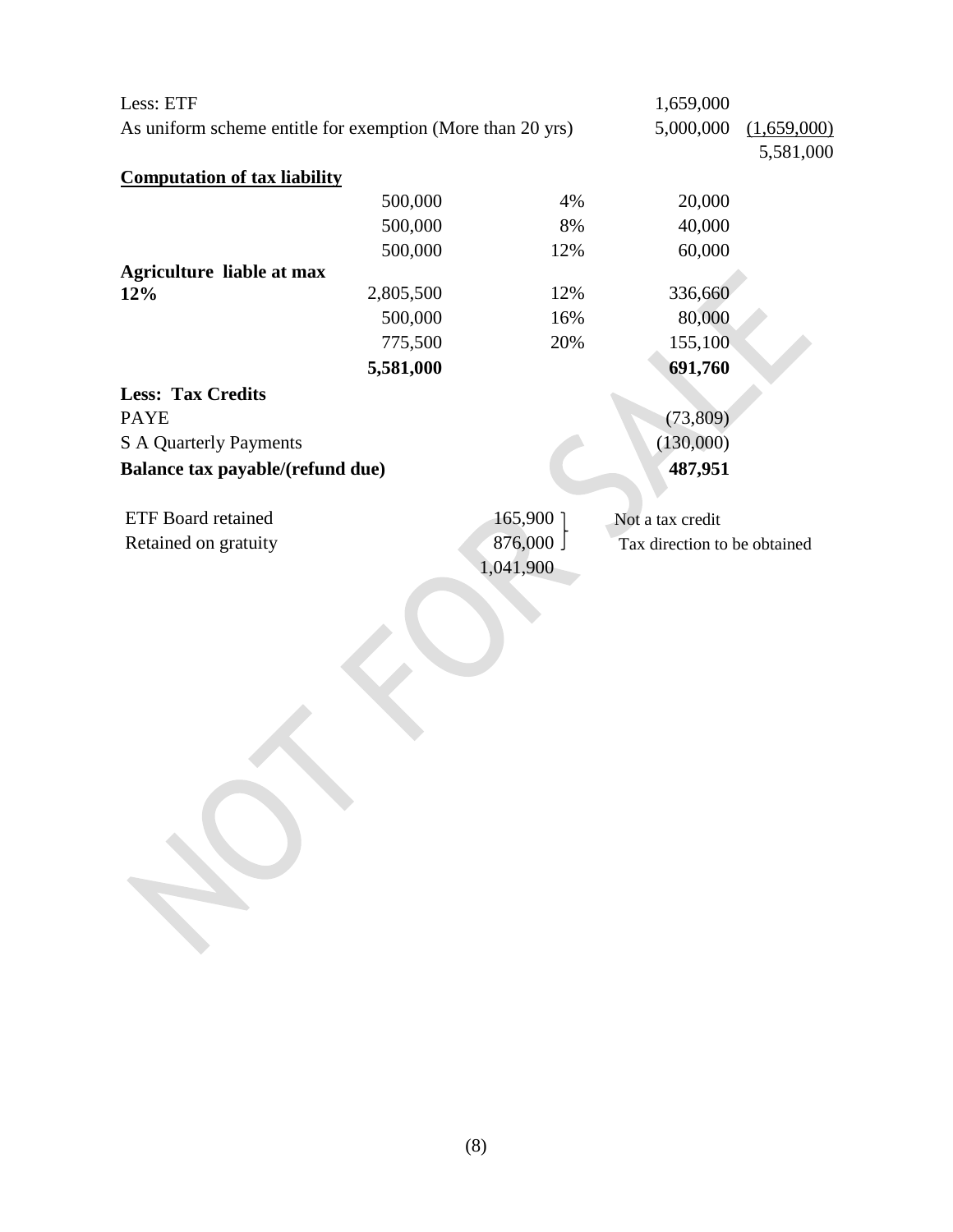| | | | |
|---|---|---|---|
| Less: ETF | | 1,659,000 | |
| As uniform scheme entitle for exemption (More than 20 yrs) | | 5,000,000 | (1,659,000) |
| | | | 5,581,000 |

**Computation of tax liability**

| | | | |
|---|---|---|---|
| | 500,000 | 4% | 20,000 |
| | 500,000 | 8% | 40,000 |
| | 500,000 | 12% | 60,000 |
| **Agriculture liable at max 12%** | 2,805,500 | 12% | 336,660 |
| | 500,000 | 16% | 80,000 |
| | 775,500 | 20% | 155,100 |
| | **5,581,000** | | **691,760** |
| **Less: Tax Credits** | | | |
| PAYE | | | (73,809) |
| S A Quarterly Payments | | | (130,000) |
| **Balance tax payable/(refund due)** | | | **487,951** |

| | | |
|---|---|---|
| ETF Board retained | 165,900 | Not a tax credit |
| Retained on gratuity | 876,000 | Tax direction to be obtained |
| | 1,041,900 | |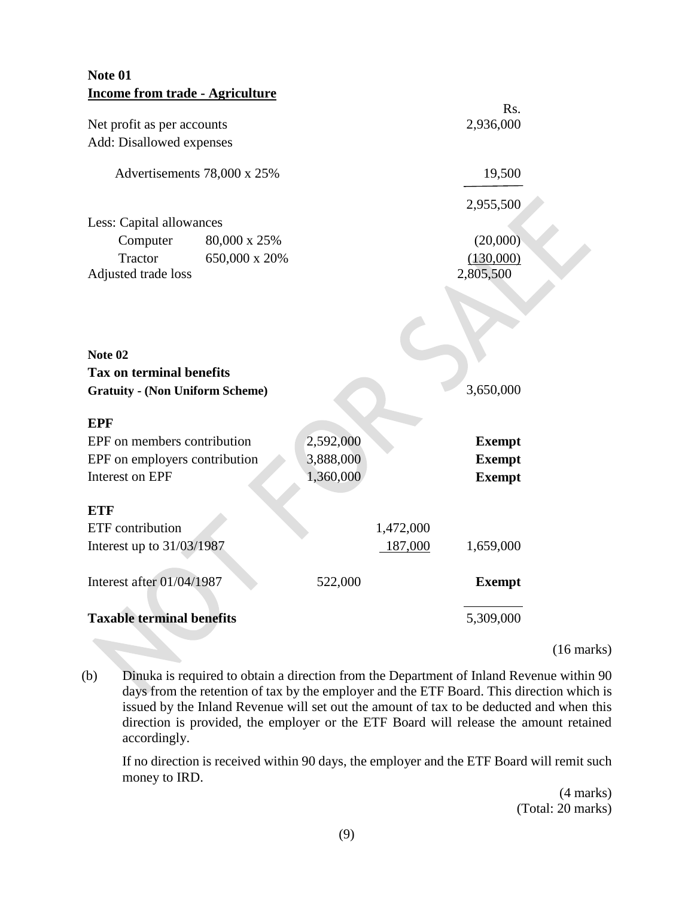**Note 01**
**Income from trade - Agriculture**

| | | Rs. |
|---|---|---|
| Net profit as per accounts | | 2,936,000 |
| Add: Disallowed expenses | | |
| Advertisements 78,000 x 25% | | 19,500 |
| | | 2,955,500 |
| Less: Capital allowances | | |
| Computer | 80,000 x 25% | (20,000) |
| Tractor | 650,000 x 20% | (130,000) |
| Adjusted trade loss | | 2,805,500 |

**Note 02**
**Tax on terminal benefits**

| | | | |
|---|---|---|---|
| **Gratuity - (Non Uniform Scheme)** | | | 3,650,000 |
| **EPF** | | | |
| EPF on members contribution | 2,592,000 | | **Exempt** |
| EPF on employers contribution | 3,888,000 | | **Exempt** |
| Interest on EPF | 1,360,000 | | **Exempt** |
| **ETF** | | | |
| ETF contribution | | 1,472,000 | |
| Interest up to 31/03/1987 | | 187,000 | 1,659,000 |
| Interest after 01/04/1987 | 522,000 | | **Exempt** |
| **Taxable terminal benefits** | | | 5,309,000 |

(16 marks)

(b) Dinuka is required to obtain a direction from the Department of Inland Revenue within 90 days from the retention of tax by the employer and the ETF Board. This direction which is issued by the Inland Revenue will set out the amount of tax to be deducted and when this direction is provided, the employer or the ETF Board will release the amount retained accordingly.

If no direction is received within 90 days, the employer and the ETF Board will remit such money to IRD.

(4 marks)
(Total: 20 marks)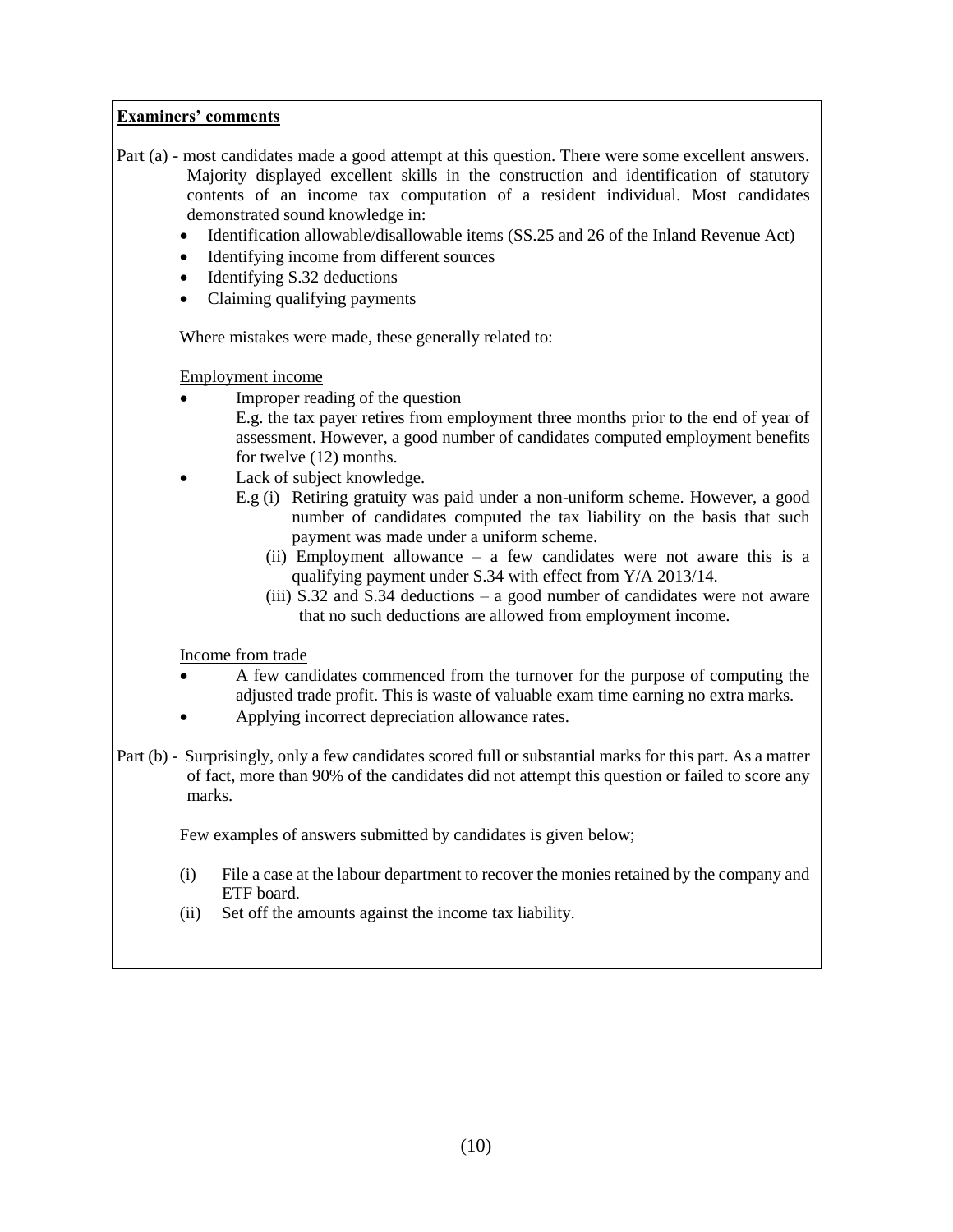**Examiners' comments**

Part (a) - most candidates made a good attempt at this question. There were some excellent answers. Majority displayed excellent skills in the construction and identification of statutory contents of an income tax computation of a resident individual. Most candidates demonstrated sound knowledge in:

- Identification allowable/disallowable items (SS.25 and 26 of the Inland Revenue Act)
- Identifying income from different sources
- Identifying S.32 deductions
- Claiming qualifying payments

Where mistakes were made, these generally related to:

Employment income

- Improper reading of the question
  E.g. the tax payer retires from employment three months prior to the end of year of assessment. However, a good number of candidates computed employment benefits for twelve (12) months.
- Lack of subject knowledge.
  E.g (i) Retiring gratuity was paid under a non-uniform scheme. However, a good number of candidates computed the tax liability on the basis that such payment was made under a uniform scheme.
  (ii) Employment allowance – a few candidates were not aware this is a qualifying payment under S.34 with effect from Y/A 2013/14.
  (iii) S.32 and S.34 deductions – a good number of candidates were not aware that no such deductions are allowed from employment income.

Income from trade

- A few candidates commenced from the turnover for the purpose of computing the adjusted trade profit. This is waste of valuable exam time earning no extra marks.
- Applying incorrect depreciation allowance rates.

Part (b) - Surprisingly, only a few candidates scored full or substantial marks for this part. As a matter of fact, more than 90% of the candidates did not attempt this question or failed to score any marks.

Few examples of answers submitted by candidates is given below;

(i) File a case at the labour department to recover the monies retained by the company and ETF board.
(ii) Set off the amounts against the income tax liability.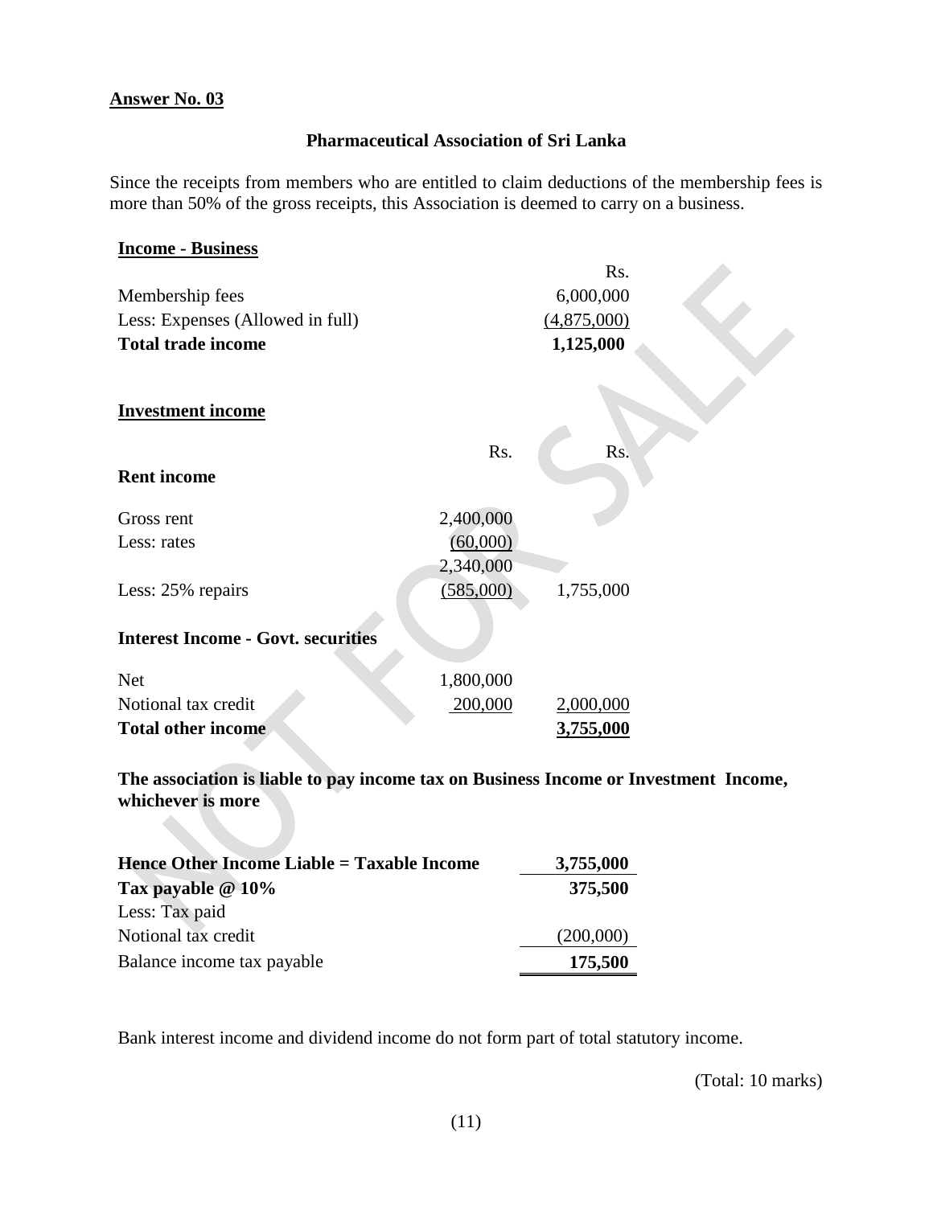**Answer No. 03**

**Pharmaceutical Association of Sri Lanka**

Since the receipts from members who are entitled to claim deductions of the membership fees is more than 50% of the gross receipts, this Association is deemed to carry on a business.

**Income - Business**

| | Rs. |
|---|---|
| Membership fees | 6,000,000 |
| Less: Expenses (Allowed in full) | (4,875,000) |
| **Total trade income** | **1,125,000** |

**Investment income**

| | Rs. | Rs. |
|---|---|---|
| **Rent income** | | |
| Gross rent | 2,400,000 | |
| Less: rates | (60,000) | |
| | 2,340,000 | |
| Less: 25% repairs | (585,000) | 1,755,000 |
| **Interest Income - Govt. securities** | | |
| Net | 1,800,000 | |
| Notional tax credit | 200,000 | 2,000,000 |
| **Total other income** | | **3,755,000** |

**The association is liable to pay income tax on Business Income or Investment Income, whichever is more**

| | |
|---|---|
| **Hence Other Income Liable = Taxable Income** | **3,755,000** |
| **Tax payable @ 10%** | **375,500** |
| Less: Tax paid | |
| Notional tax credit | (200,000) |
| Balance income tax payable | **175,500** |

Bank interest income and dividend income do not form part of total statutory income.

(Total: 10 marks)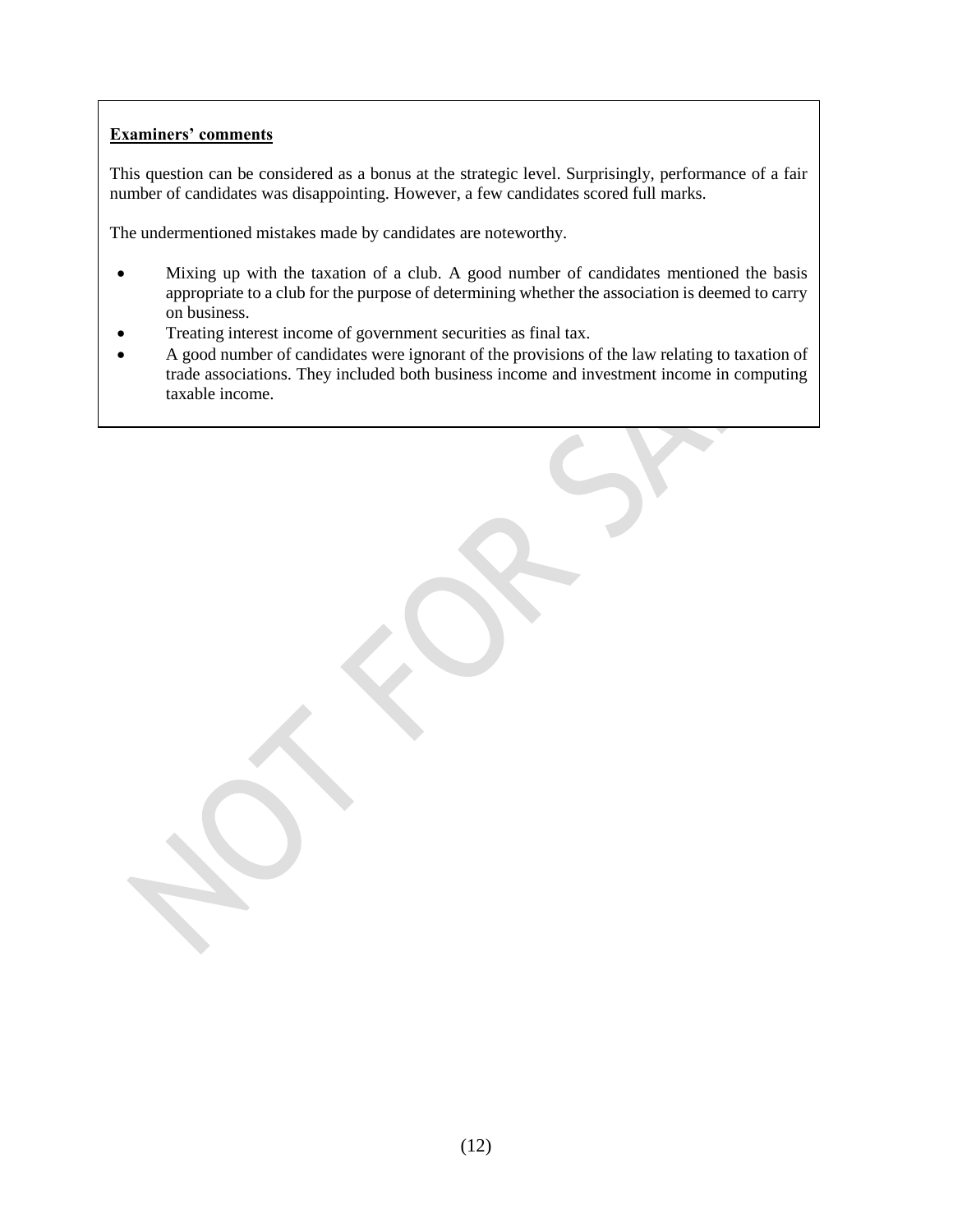**Examiners' comments**

This question can be considered as a bonus at the strategic level. Surprisingly, performance of a fair number of candidates was disappointing. However, a few candidates scored full marks.

The undermentioned mistakes made by candidates are noteworthy.

- Mixing up with the taxation of a club. A good number of candidates mentioned the basis appropriate to a club for the purpose of determining whether the association is deemed to carry on business.
- Treating interest income of government securities as final tax.
- A good number of candidates were ignorant of the provisions of the law relating to taxation of trade associations. They included both business income and investment income in computing taxable income.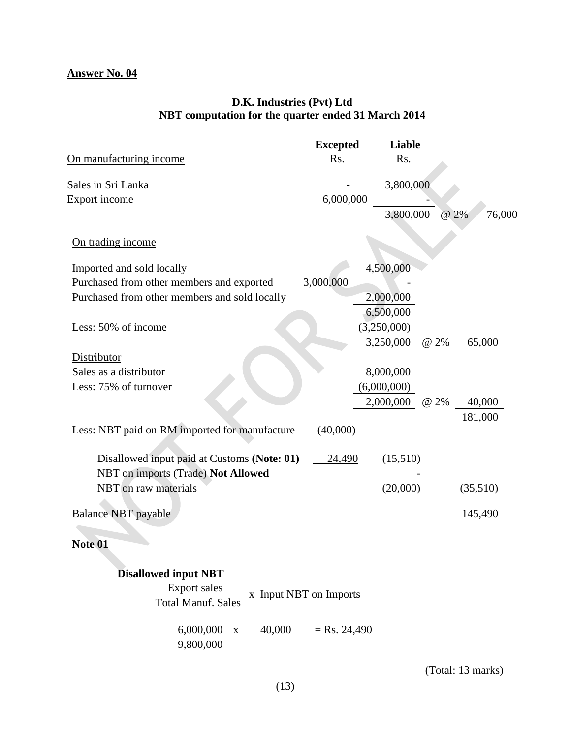## Answer No. 04

### D.K. Industries (Pvt) Ltd
### NBT computation for the quarter ended 31 March 2014

| | Excepted | Liable | | |
|---|---|---|---|---|
| On manufacturing income | Rs. | Rs. | | |
| Sales in Sri Lanka | - | 3,800,000 | | |
| Export income | 6,000,000 | - | | |
| | | 3,800,000 | @ 2% | 76,000 |
| On trading income | | | | |
| Imported and sold locally | | 4,500,000 | | |
| Purchased from other members and exported | 3,000,000 | - | | |
| Purchased from other members and sold locally | | 2,000,000 | | |
| | | 6,500,000 | | |
| Less: 50% of income | | (3,250,000) | | |
| | | 3,250,000 | @ 2% | 65,000 |
| Distributor | | | | |
| Sales as a distributor | | 8,000,000 | | |
| Less: 75% of turnover | | (6,000,000) | | |
| | | 2,000,000 | @ 2% | 40,000 |
| | | | | 181,000 |
| Less: NBT paid on RM imported for manufacture | (40,000) | | | |
| Disallowed input paid at Customs **(Note: 01)** | 24,490 | (15,510) | | |
| NBT on imports (Trade) **Not Allowed** | | - | | |
| NBT on raw materials | | (20,000) | | (35,510) |
| Balance NBT payable | | | | 145,490 |

**Note 01**

**Disallowed input NBT**

$$\frac{\text{Export sales}}{\text{Total Manuf. Sales}} \times \text{Input NBT on Imports}$$

$$\frac{6{,}000{,}000}{9{,}800{,}000} \times 40{,}000 = \text{Rs. } 24{,}490$$

(Total: 13 marks)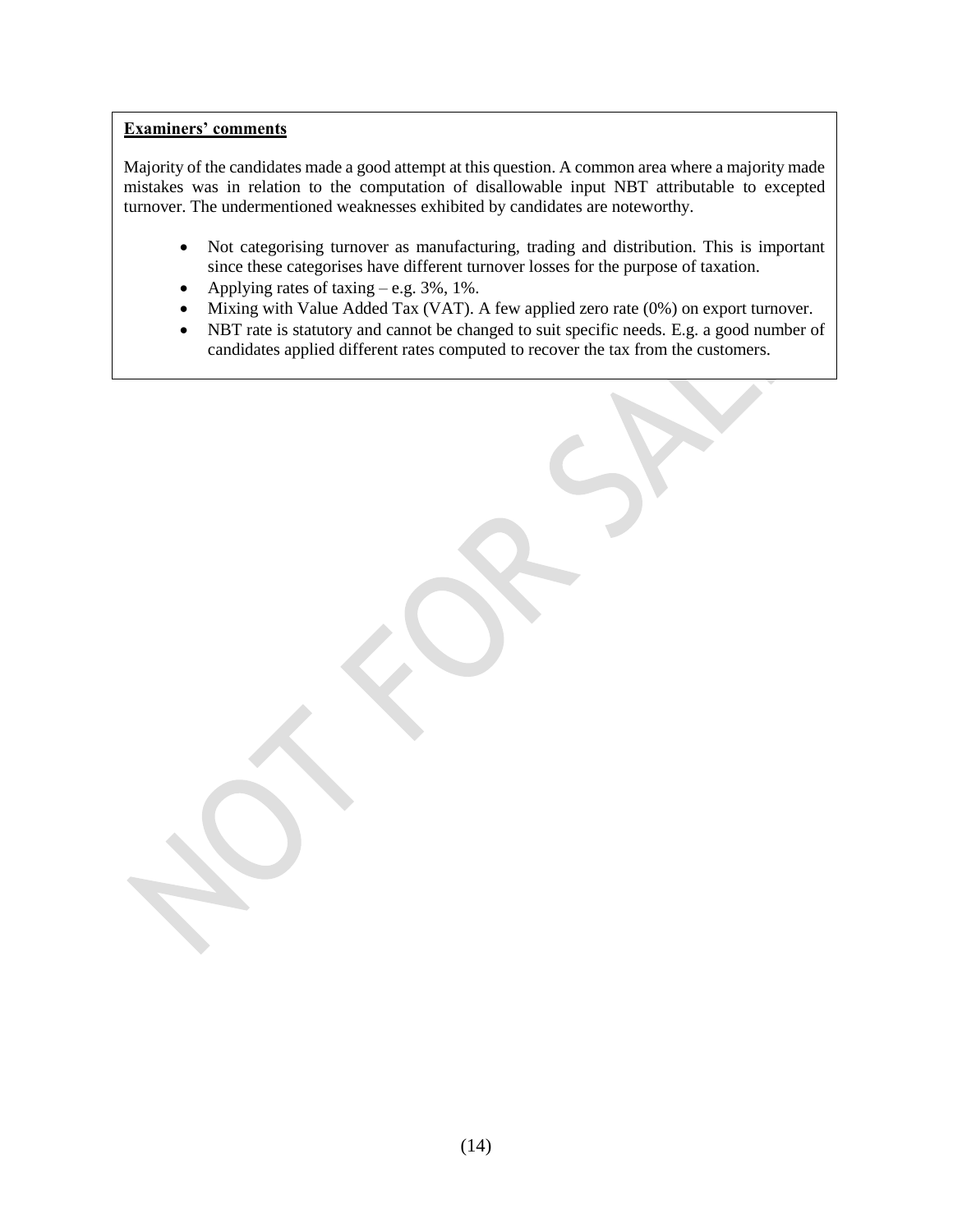**Examiners' comments**

Majority of the candidates made a good attempt at this question. A common area where a majority made mistakes was in relation to the computation of disallowable input NBT attributable to excepted turnover. The undermentioned weaknesses exhibited by candidates are noteworthy.

- Not categorising turnover as manufacturing, trading and distribution. This is important since these categorises have different turnover losses for the purpose of taxation.
- Applying rates of taxing – e.g. 3%, 1%.
- Mixing with Value Added Tax (VAT). A few applied zero rate (0%) on export turnover.
- NBT rate is statutory and cannot be changed to suit specific needs. E.g. a good number of candidates applied different rates computed to recover the tax from the customers.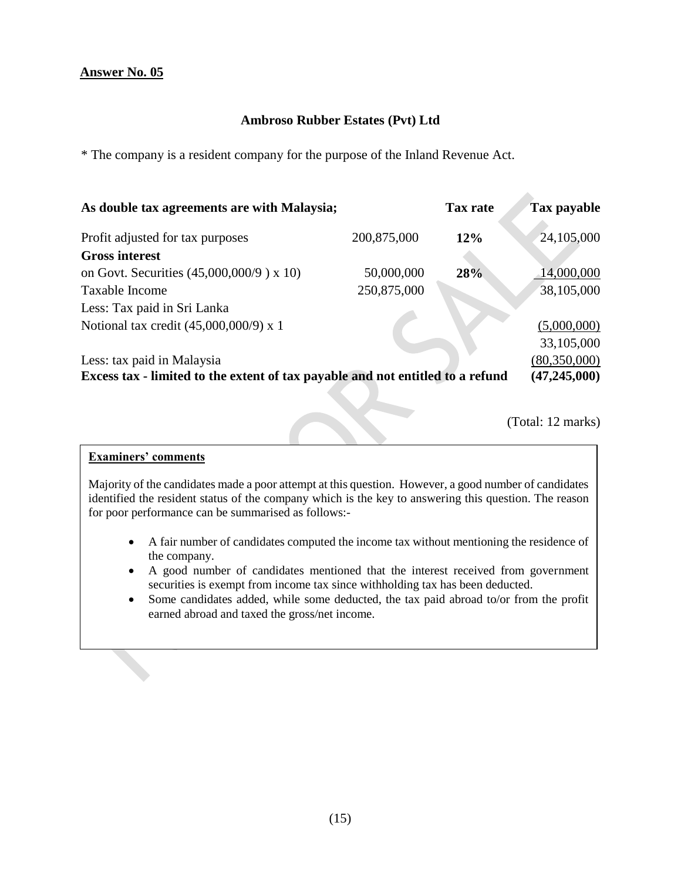**Answer No. 05**

**Ambroso Rubber Estates (Pvt) Ltd**

* The company is a resident company for the purpose of the Inland Revenue Act.

| **As double tax agreements are with Malaysia;** | | **Tax rate** | **Tax payable** |
|---|---|---|---|
| Profit adjusted for tax purposes | 200,875,000 | **12%** | 24,105,000 |
| **Gross interest** | | | |
| on Govt. Securities (45,000,000/9 ) x 10) | 50,000,000 | **28%** | 14,000,000 |
| Taxable Income | 250,875,000 | | 38,105,000 |
| Less: Tax paid in Sri Lanka | | | |
| Notional tax credit (45,000,000/9) x 1 | | | (5,000,000) |
| | | | 33,105,000 |
| Less: tax paid in Malaysia | | | (80,350,000) |
| **Excess tax - limited to the extent of tax payable and not entitled to a refund** | | | **(47,245,000)** |

(Total: 12 marks)

**Examiners' comments**

Majority of the candidates made a poor attempt at this question. However, a good number of candidates identified the resident status of the company which is the key to answering this question. The reason for poor performance can be summarised as follows:-

- A fair number of candidates computed the income tax without mentioning the residence of the company.
- A good number of candidates mentioned that the interest received from government securities is exempt from income tax since withholding tax has been deducted.
- Some candidates added, while some deducted, the tax paid abroad to/or from the profit earned abroad and taxed the gross/net income.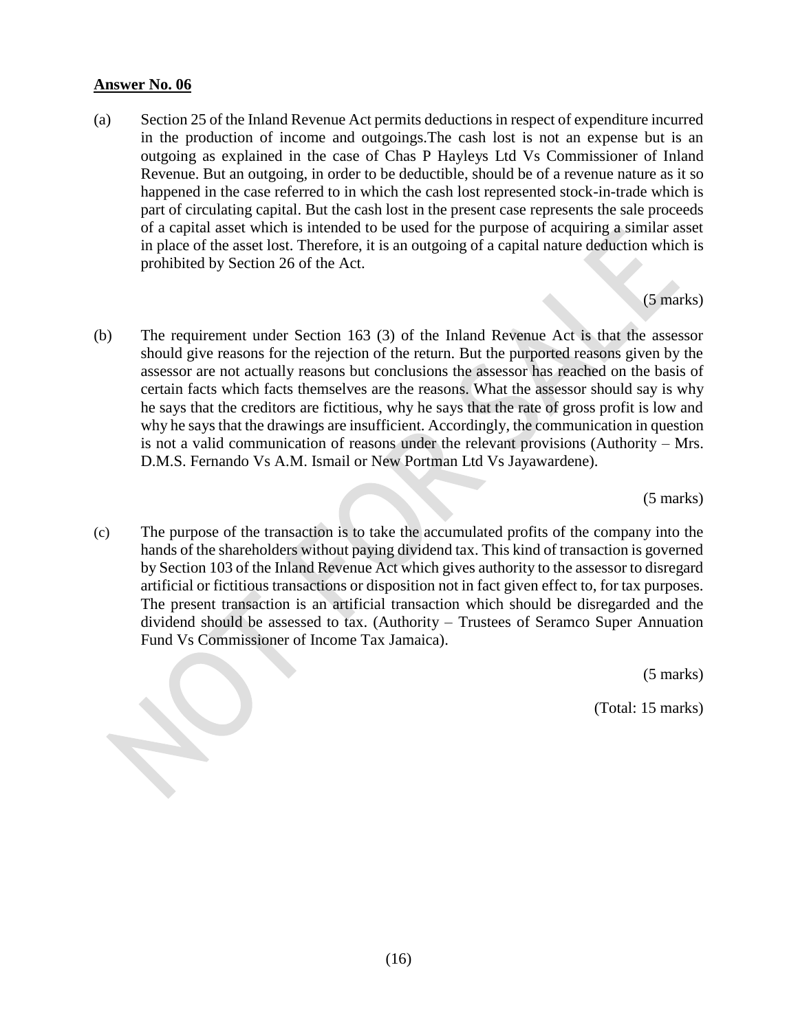**Answer No. 06**

(a) Section 25 of the Inland Revenue Act permits deductions in respect of expenditure incurred in the production of income and outgoings.The cash lost is not an expense but is an outgoing as explained in the case of Chas P Hayleys Ltd Vs Commissioner of Inland Revenue. But an outgoing, in order to be deductible, should be of a revenue nature as it so happened in the case referred to in which the cash lost represented stock-in-trade which is part of circulating capital. But the cash lost in the present case represents the sale proceeds of a capital asset which is intended to be used for the purpose of acquiring a similar asset in place of the asset lost. Therefore, it is an outgoing of a capital nature deduction which is prohibited by Section 26 of the Act.

(5 marks)

(b) The requirement under Section 163 (3) of the Inland Revenue Act is that the assessor should give reasons for the rejection of the return. But the purported reasons given by the assessor are not actually reasons but conclusions the assessor has reached on the basis of certain facts which facts themselves are the reasons. What the assessor should say is why he says that the creditors are fictitious, why he says that the rate of gross profit is low and why he says that the drawings are insufficient. Accordingly, the communication in question is not a valid communication of reasons under the relevant provisions (Authority – Mrs. D.M.S. Fernando Vs A.M. Ismail or New Portman Ltd Vs Jayawardene).

(5 marks)

(c) The purpose of the transaction is to take the accumulated profits of the company into the hands of the shareholders without paying dividend tax. This kind of transaction is governed by Section 103 of the Inland Revenue Act which gives authority to the assessor to disregard artificial or fictitious transactions or disposition not in fact given effect to, for tax purposes. The present transaction is an artificial transaction which should be disregarded and the dividend should be assessed to tax. (Authority – Trustees of Seramco Super Annuation Fund Vs Commissioner of Income Tax Jamaica).

(5 marks)

(Total: 15 marks)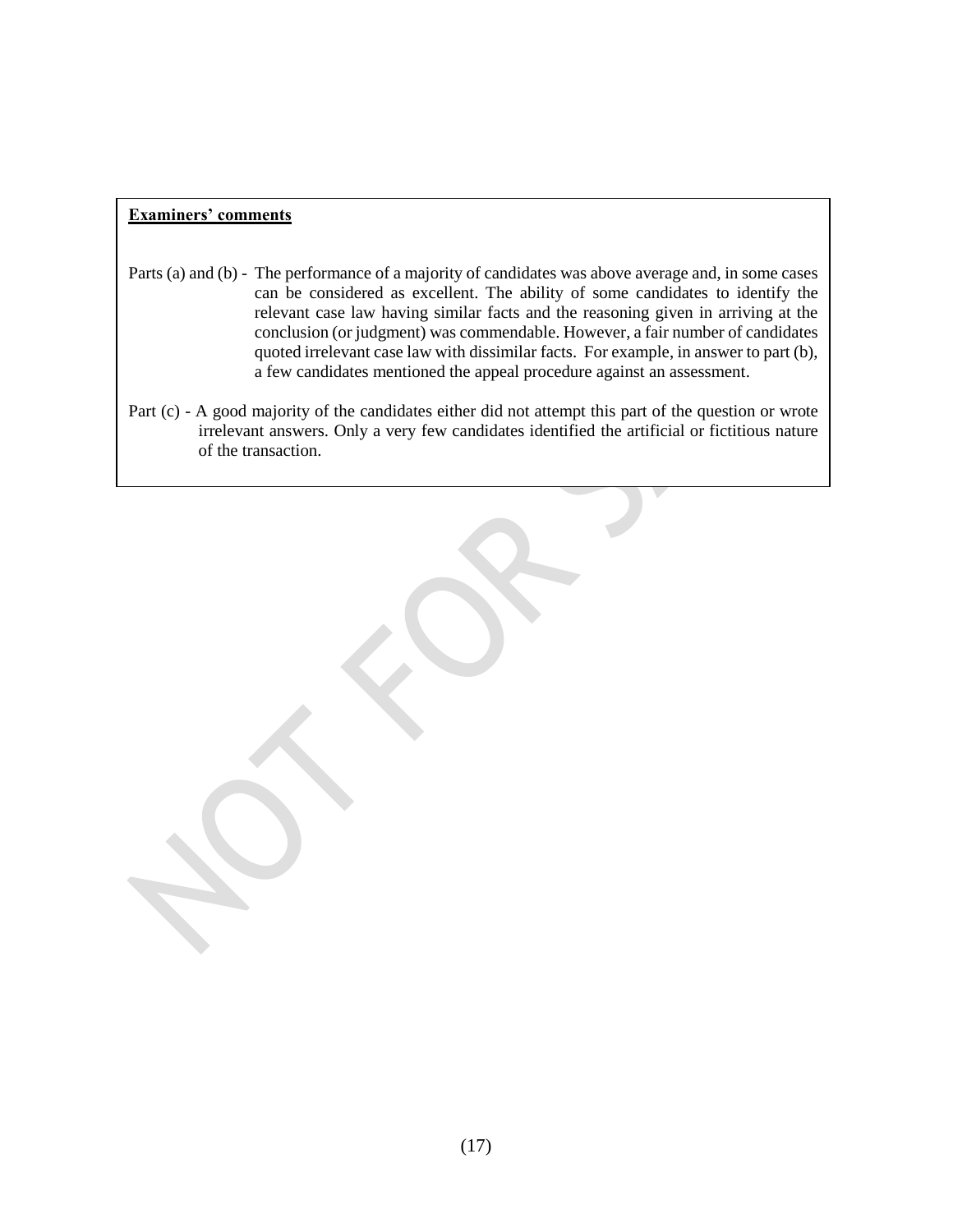**Examiners' comments**

Parts (a) and (b) - The performance of a majority of candidates was above average and, in some cases can be considered as excellent. The ability of some candidates to identify the relevant case law having similar facts and the reasoning given in arriving at the conclusion (or judgment) was commendable. However, a fair number of candidates quoted irrelevant case law with dissimilar facts. For example, in answer to part (b), a few candidates mentioned the appeal procedure against an assessment.

Part (c) - A good majority of the candidates either did not attempt this part of the question or wrote irrelevant answers. Only a very few candidates identified the artificial or fictitious nature of the transaction.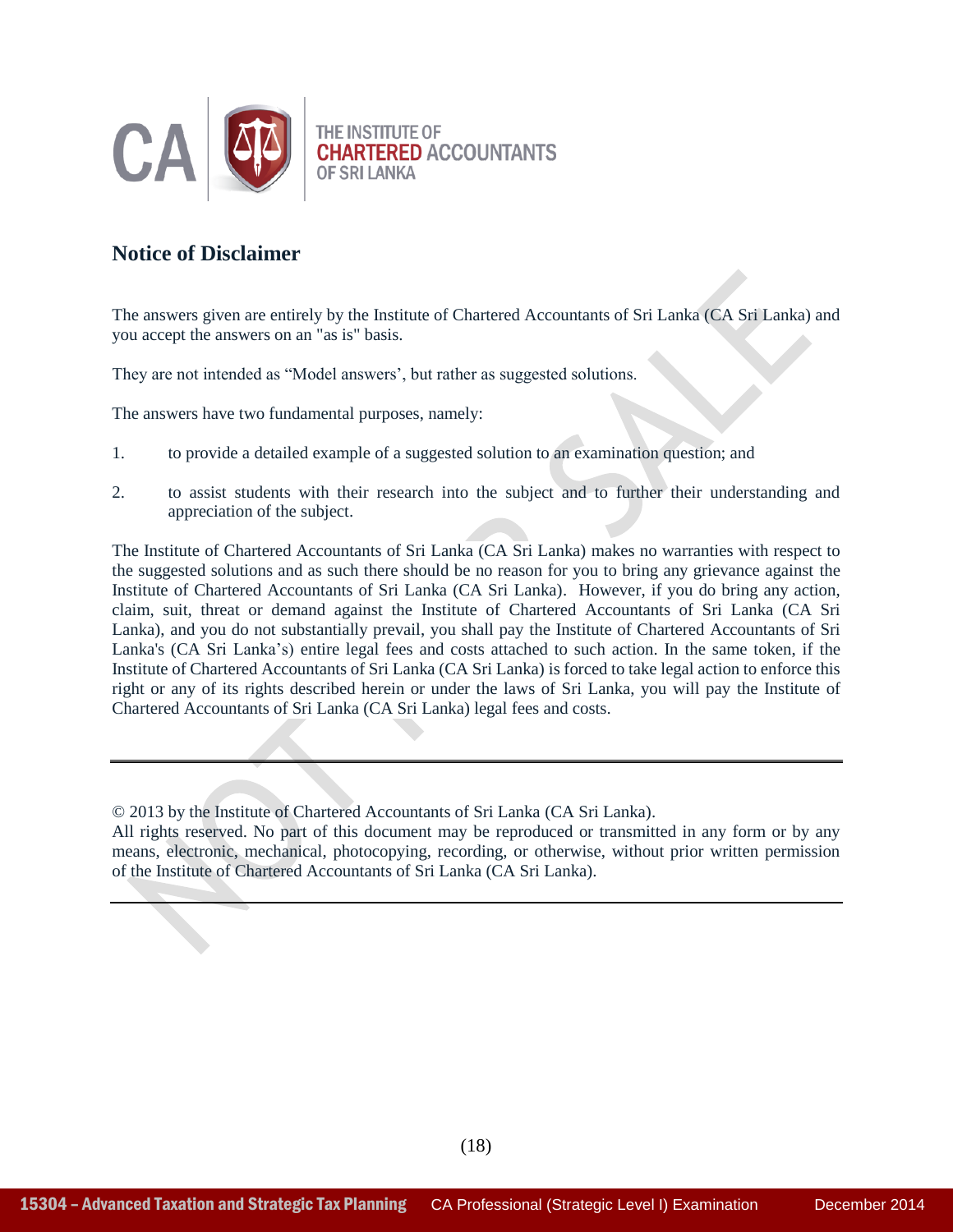THE INSTITUTE OF CHARTERED ACCOUNTANTS OF SRI LANKA

## Notice of Disclaimer

The answers given are entirely by the Institute of Chartered Accountants of Sri Lanka (CA Sri Lanka) and you accept the answers on an "as is" basis.

They are not intended as "Model answers', but rather as suggested solutions.

The answers have two fundamental purposes, namely:

1. to provide a detailed example of a suggested solution to an examination question; and
2. to assist students with their research into the subject and to further their understanding and appreciation of the subject.

The Institute of Chartered Accountants of Sri Lanka (CA Sri Lanka) makes no warranties with respect to the suggested solutions and as such there should be no reason for you to bring any grievance against the Institute of Chartered Accountants of Sri Lanka (CA Sri Lanka). However, if you do bring any action, claim, suit, threat or demand against the Institute of Chartered Accountants of Sri Lanka (CA Sri Lanka), and you do not substantially prevail, you shall pay the Institute of Chartered Accountants of Sri Lanka's (CA Sri Lanka's) entire legal fees and costs attached to such action. In the same token, if the Institute of Chartered Accountants of Sri Lanka (CA Sri Lanka) is forced to take legal action to enforce this right or any of its rights described herein or under the laws of Sri Lanka, you will pay the Institute of Chartered Accountants of Sri Lanka (CA Sri Lanka) legal fees and costs.

---

© 2013 by the Institute of Chartered Accountants of Sri Lanka (CA Sri Lanka).
All rights reserved. No part of this document may be reproduced or transmitted in any form or by any means, electronic, mechanical, photocopying, recording, or otherwise, without prior written permission of the Institute of Chartered Accountants of Sri Lanka (CA Sri Lanka).

---